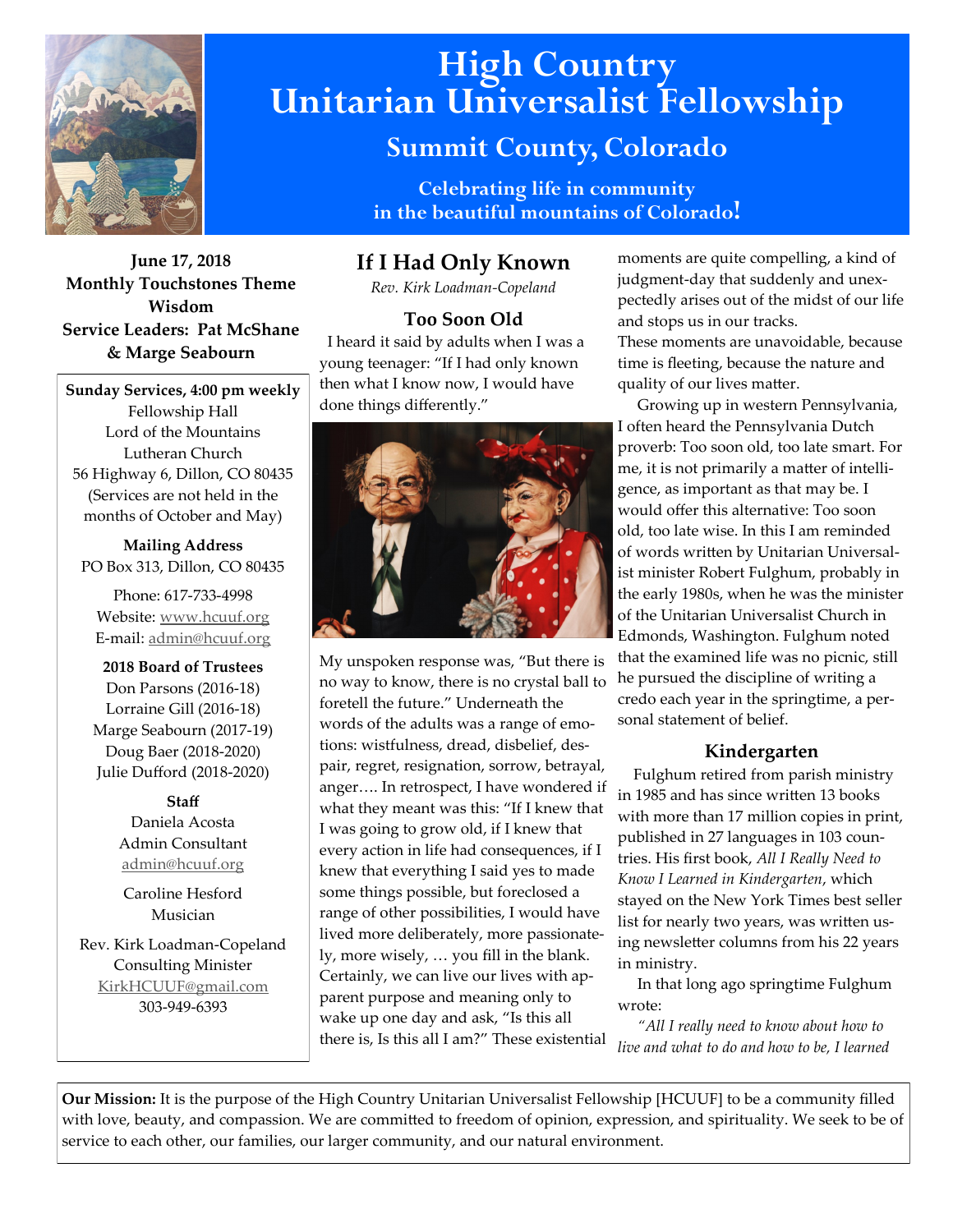# High Country Unitarian Universalist Fellowship

## Summit County, Colorado

**Celebrating life in community in the beautiful mountains of Colorado!**

**June 17, 2018**
**Monthly Touchstones Theme**
**Wisdom**
**Service Leaders: Pat McShane & Marge Seabourn**

**Sunday Services, 4:00 pm weekly**
Fellowship Hall
Lord of the Mountains
Lutheran Church
56 Highway 6, Dillon, CO 80435
(Services are not held in the months of October and May)

**Mailing Address**
PO Box 313, Dillon, CO 80435

Phone: 617-733-4998
Website: www.hcuuf.org
E-mail: admin@hcuuf.org

**2018 Board of Trustees**
Don Parsons (2016-18)
Lorraine Gill (2016-18)
Marge Seabourn (2017-19)
Doug Baer (2018-2020)
Julie Dufford (2018-2020)

**Staff**
Daniela Acosta
Admin Consultant
admin@hcuuf.org

Caroline Hesford
Musician

Rev. Kirk Loadman-Copeland
Consulting Minister
KirkHCUUF@gmail.com
303-949-6393

## If I Had Only Known

*Rev. Kirk Loadman-Copeland*

### Too Soon Old

I heard it said by adults when I was a young teenager: "If I had only known then what I know now, I would have done things differently."

My unspoken response was, "But there is no way to know, there is no crystal ball to foretell the future." Underneath the words of the adults was a range of emotions: wistfulness, dread, disbelief, despair, regret, resignation, sorrow, betrayal, anger…. In retrospect, I have wondered if what they meant was this: "If I knew that I was going to grow old, if I knew that every action in life had consequences, if I knew that everything I said yes to made some things possible, but foreclosed a range of other possibilities, I would have lived more deliberately, more passionately, more wisely, … you fill in the blank. Certainly, we can live our lives with apparent purpose and meaning only to wake up one day and ask, "Is this all there is, Is this all I am?" These existential moments are quite compelling, a kind of judgment-day that suddenly and unexpectedly arises out of the midst of our life and stops us in our tracks.
These moments are unavoidable, because time is fleeting, because the nature and quality of our lives matter.

Growing up in western Pennsylvania, I often heard the Pennsylvania Dutch proverb: Too soon old, too late smart. For me, it is not primarily a matter of intelligence, as important as that may be. I would offer this alternative: Too soon old, too late wise. In this I am reminded of words written by Unitarian Universalist minister Robert Fulghum, probably in the early 1980s, when he was the minister of the Unitarian Universalist Church in Edmonds, Washington. Fulghum noted that the examined life was no picnic, still he pursued the discipline of writing a credo each year in the springtime, a personal statement of belief.

### Kindergarten

Fulghum retired from parish ministry in 1985 and has since written 13 books with more than 17 million copies in print, published in 27 languages in 103 countries. His first book, *All I Really Need to Know I Learned in Kindergarten*, which stayed on the New York Times best seller list for nearly two years, was written using newsletter columns from his 22 years in ministry.

In that long ago springtime Fulghum wrote:

*"All I really need to know about how to live and what to do and how to be, I learned*

**Our Mission:** It is the purpose of the High Country Unitarian Universalist Fellowship [HCUUF] to be a community filled with love, beauty, and compassion. We are committed to freedom of opinion, expression, and spirituality. We seek to be of service to each other, our families, our larger community, and our natural environment.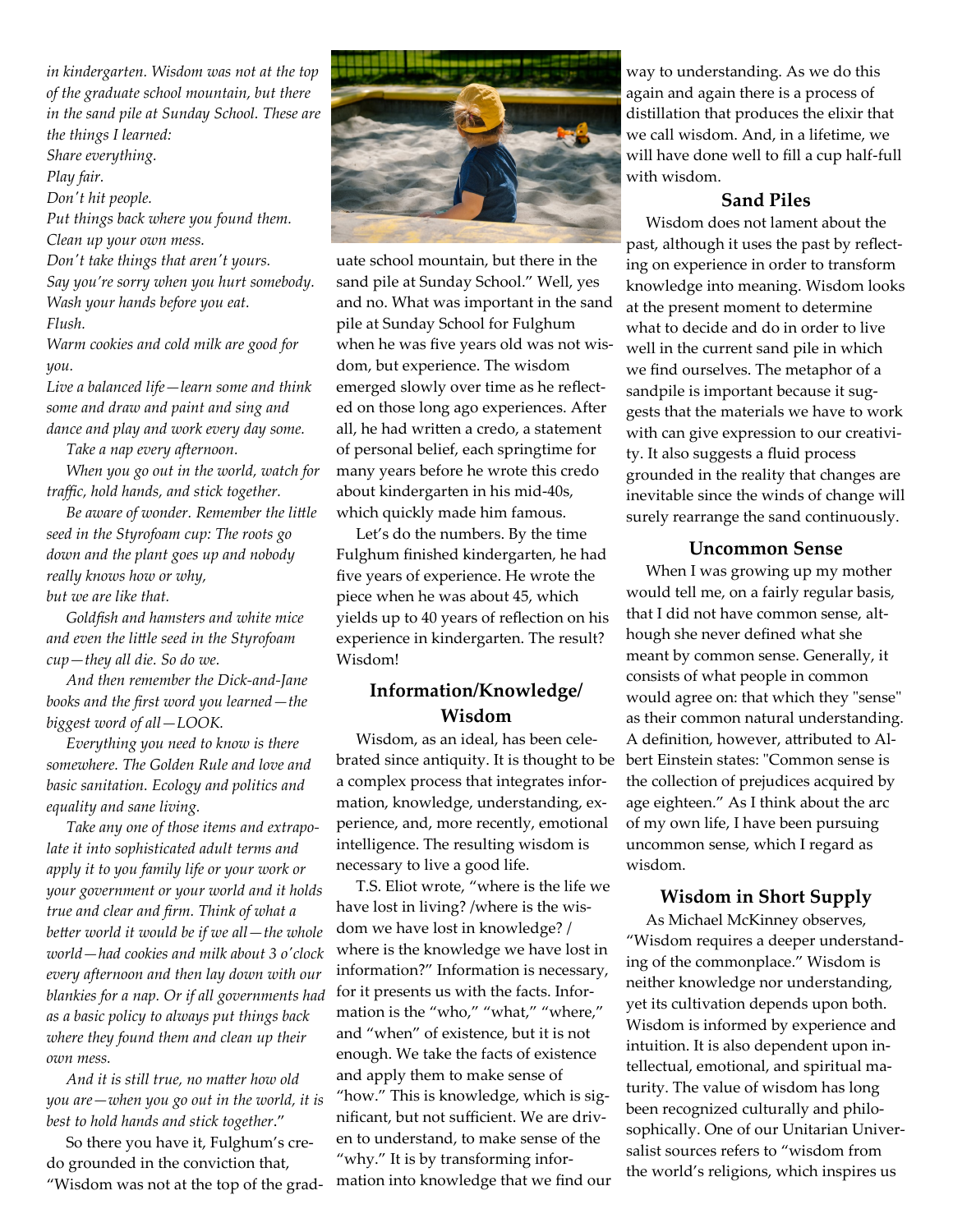*in kindergarten. Wisdom was not at the top of the graduate school mountain, but there in the sand pile at Sunday School. These are the things I learned:*
*Share everything.*
*Play fair.*
*Don't hit people.*
*Put things back where you found them.*
*Clean up your own mess.*
*Don't take things that aren't yours.*
*Say you're sorry when you hurt somebody.*
*Wash your hands before you eat.*
*Flush.*
*Warm cookies and cold milk are good for you.*
*Live a balanced life—learn some and think some and draw and paint and sing and dance and play and work every day some.*

*Take a nap every afternoon.*

*When you go out in the world, watch for traffic, hold hands, and stick together.*

*Be aware of wonder. Remember the little seed in the Styrofoam cup: The roots go down and the plant goes up and nobody really knows how or why, but we are like that.*

*Goldfish and hamsters and white mice and even the little seed in the Styrofoam cup—they all die. So do we.*

*And then remember the Dick-and-Jane books and the first word you learned—the biggest word of all—LOOK.*

*Everything you need to know is there somewhere. The Golden Rule and love and basic sanitation. Ecology and politics and equality and sane living.*

*Take any one of those items and extrapolate it into sophisticated adult terms and apply it to you family life or your work or your government or your world and it holds true and clear and firm. Think of what a better world it would be if we all—the whole world—had cookies and milk about 3 o'clock every afternoon and then lay down with our blankies for a nap. Or if all governments had as a basic policy to always put things back where they found them and clean up their own mess.*

*And it is still true, no matter how old you are—when you go out in the world, it is best to hold hands and stick together*."

So there you have it, Fulghum's credo grounded in the conviction that, "Wisdom was not at the top of the graduate school mountain, but there in the sand pile at Sunday School." Well, yes and no. What was important in the sand pile at Sunday School for Fulghum when he was five years old was not wisdom, but experience. The wisdom emerged slowly over time as he reflected on those long ago experiences. After all, he had written a credo, a statement of personal belief, each springtime for many years before he wrote this credo about kindergarten in his mid-40s, which quickly made him famous.

Let's do the numbers. By the time Fulghum finished kindergarten, he had five years of experience. He wrote the piece when he was about 45, which yields up to 40 years of reflection on his experience in kindergarten. The result? Wisdom!

## Information/Knowledge/Wisdom

Wisdom, as an ideal, has been celebrated since antiquity. It is thought to be a complex process that integrates information, knowledge, understanding, experience, and, more recently, emotional intelligence. The resulting wisdom is necessary to live a good life.

T.S. Eliot wrote, "where is the life we have lost in living? /where is the wisdom we have lost in knowledge? / where is the knowledge we have lost in information?" Information is necessary, for it presents us with the facts. Information is the "who," "what," "where," and "when" of existence, but it is not enough. We take the facts of existence and apply them to make sense of "how." This is knowledge, which is significant, but not sufficient. We are driven to understand, to make sense of the "why." It is by transforming information into knowledge that we find our way to understanding. As we do this again and again there is a process of distillation that produces the elixir that we call wisdom. And, in a lifetime, we will have done well to fill a cup half-full with wisdom.

## Sand Piles

Wisdom does not lament about the past, although it uses the past by reflecting on experience in order to transform knowledge into meaning. Wisdom looks at the present moment to determine what to decide and do in order to live well in the current sand pile in which we find ourselves. The metaphor of a sandpile is important because it suggests that the materials we have to work with can give expression to our creativity. It also suggests a fluid process grounded in the reality that changes are inevitable since the winds of change will surely rearrange the sand continuously.

## Uncommon Sense

When I was growing up my mother would tell me, on a fairly regular basis, that I did not have common sense, although she never defined what she meant by common sense. Generally, it consists of what people in common would agree on: that which they "sense" as their common natural understanding. A definition, however, attributed to Albert Einstein states: "Common sense is the collection of prejudices acquired by age eighteen." As I think about the arc of my own life, I have been pursuing uncommon sense, which I regard as wisdom.

## Wisdom in Short Supply

As Michael McKinney observes, "Wisdom requires a deeper understanding of the commonplace." Wisdom is neither knowledge nor understanding, yet its cultivation depends upon both. Wisdom is informed by experience and intuition. It is also dependent upon intellectual, emotional, and spiritual maturity. The value of wisdom has long been recognized culturally and philosophically. One of our Unitarian Universalist sources refers to "wisdom from the world's religions, which inspires us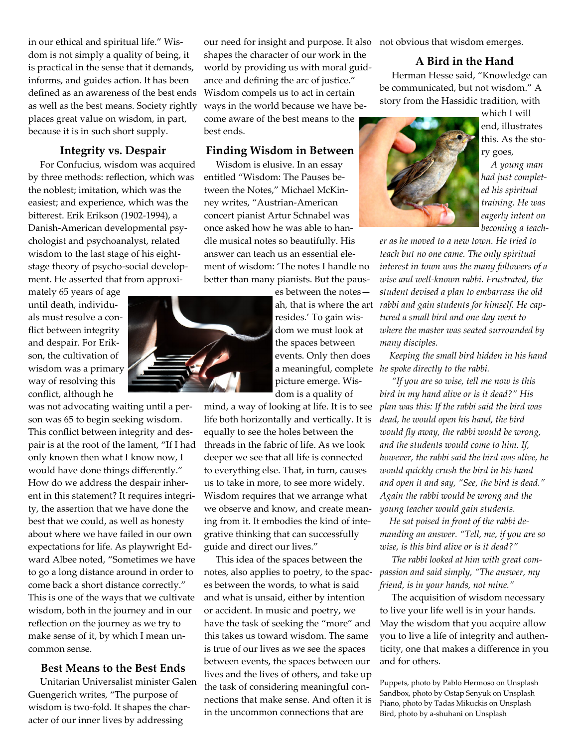in our ethical and spiritual life." Wisdom is not simply a quality of being, it is practical in the sense that it demands, informs, and guides action. It has been defined as an awareness of the best ends as well as the best means. Society rightly places great value on wisdom, in part, because it is in such short supply.

### Integrity vs. Despair

For Confucius, wisdom was acquired by three methods: reflection, which was the noblest; imitation, which was the easiest; and experience, which was the bitterest. Erik Erikson (1902-1994), a Danish-American developmental psychologist and psychoanalyst, related wisdom to the last stage of his eight-stage theory of psycho-social development. He asserted that from approximately 65 years of age until death, individuals must resolve a conflict between integrity and despair. For Erikson, the cultivation of wisdom was a primary way of resolving this conflict, although he was not advocating waiting until a person was 65 to begin seeking wisdom. This conflict between integrity and despair is at the root of the lament, "If I had only known then what I know now, I would have done things differently." How do we address the despair inherent in this statement? It requires integrity, the assertion that we have done the best that we could, as well as honesty about where we have failed in our own expectations for life. As playwright Edward Albee noted, "Sometimes we have to go a long distance around in order to come back a short distance correctly." This is one of the ways that we cultivate wisdom, both in the journey and in our reflection on the journey as we try to make sense of it, by which I mean uncommon sense.

### Best Means to the Best Ends

Unitarian Universalist minister Galen Guengerich writes, "The purpose of wisdom is two-fold. It shapes the character of our inner lives by addressing our need for insight and purpose. It also shapes the character of our work in the world by providing us with moral guidance and defining the arc of justice." Wisdom compels us to act in certain ways in the world because we have become aware of the best means to the best ends.

### Finding Wisdom in Between

Wisdom is elusive. In an essay entitled "Wisdom: The Pauses between the Notes," Michael McKinney writes, "Austrian-American concert pianist Artur Schnabel was once asked how he was able to handle musical notes so beautifully. His answer can teach us an essential element of wisdom: 'The notes I handle no better than many pianists. But the pauses between the notes—ah, that is where the art resides.' To gain wisdom we must look at the spaces between events. Only then does a meaningful, complete picture emerge. Wisdom is a quality of mind, a way of looking at life. It is to see life both horizontally and vertically. It is equally to see the holes between the threads in the fabric of life. As we look deeper we see that all life is connected to everything else. That, in turn, causes us to take in more, to see more widely. Wisdom requires that we arrange what we observe and know, and create meaning from it. It embodies the kind of integrative thinking that can successfully guide and direct our lives."

This idea of the spaces between the notes, also applies to poetry, to the spaces between the words, to what is said and what is unsaid, either by intention or accident. In music and poetry, we have the task of seeking the "more" and this takes us toward wisdom. The same is true of our lives as we see the spaces between events, the spaces between our lives and the lives of others, and take up the task of considering meaningful connections that make sense. And often it is in the uncommon connections that are not obvious that wisdom emerges.

### A Bird in the Hand

Herman Hesse said, "Knowledge can be communicated, but not wisdom." A story from the Hassidic tradition, with which I will end, illustrates this. As the story goes,

*A young man had just completed his spiritual training. He was eagerly intent on becoming a teacher as he moved to a new town. He tried to teach but no one came. The only spiritual interest in town was the many followers of a wise and well-known rabbi. Frustrated, the student devised a plan to embarrass the old rabbi and gain students for himself. He captured a small bird and one day went to where the master was seated surrounded by many disciples.*

*Keeping the small bird hidden in his hand he spoke directly to the rabbi.*

*"If you are so wise, tell me now is this bird in my hand alive or is it dead?" His plan was this: If the rabbi said the bird was dead, he would open his hand, the bird would fly away, the rabbi would be wrong, and the students would come to him. If, however, the rabbi said the bird was alive, he would quickly crush the bird in his hand and open it and say, "See, the bird is dead." Again the rabbi would be wrong and the young teacher would gain students.*

*He sat poised in front of the rabbi demanding an answer. "Tell, me, if you are so wise, is this bird alive or is it dead?"*

*The rabbi looked at him with great compassion and said simply, "The answer, my friend, is in your hands, not mine."*

The acquisition of wisdom necessary to live your life well is in your hands. May the wisdom that you acquire allow you to live a life of integrity and authenticity, one that makes a difference in you and for others.

Puppets, photo by Pablo Hermoso on Unsplash
Sandbox, photo by Ostap Senyuk on Unsplash
Piano, photo by Tadas Mikuckis on Unsplash
Bird, photo by a-shuhani on Unsplash